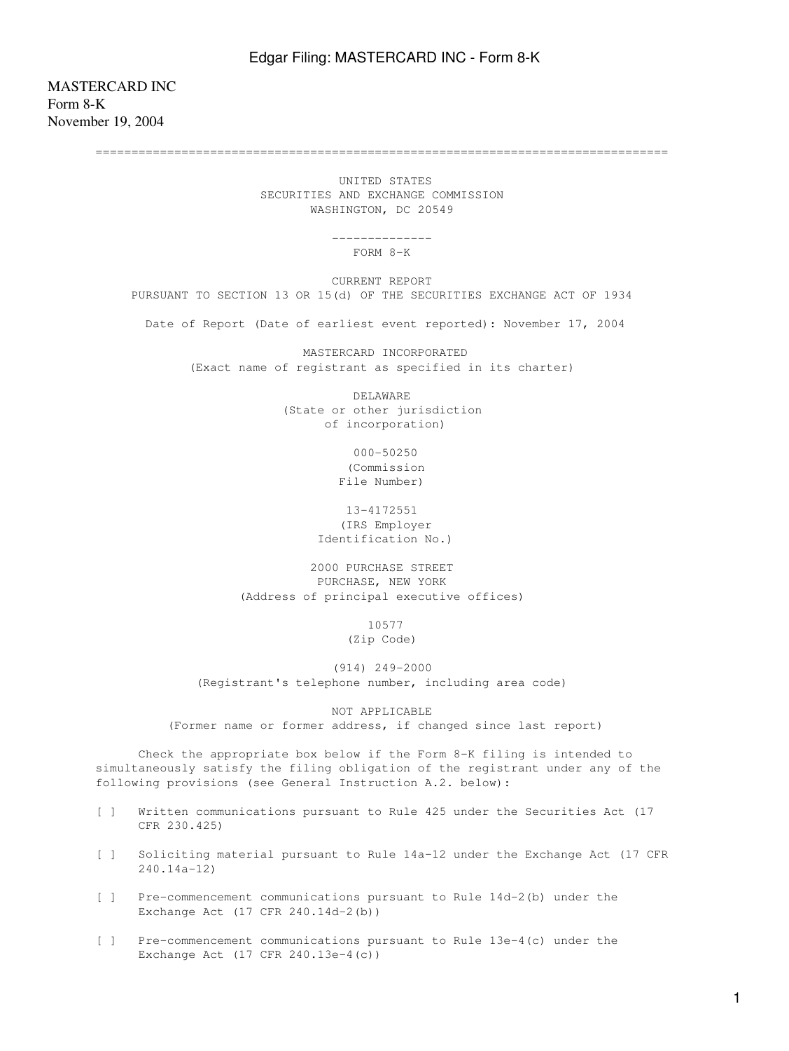MASTERCARD INC
Form 8-K
November 19, 2004

UNITED STATES
SECURITIES AND EXCHANGE COMMISSION
WASHINGTON, DC 20549

FORM 8-K

CURRENT REPORT
PURSUANT TO SECTION 13 OR 15(d) OF THE SECURITIES EXCHANGE ACT OF 1934

Date of Report (Date of earliest event reported): November 17, 2004

MASTERCARD INCORPORATED
(Exact name of registrant as specified in its charter)

DELAWARE
(State or other jurisdiction of incorporation)

000-50250
(Commission File Number)

13-4172551
(IRS Employer Identification No.)

2000 PURCHASE STREET
PURCHASE, NEW YORK
(Address of principal executive offices)

10577
(Zip Code)

(914) 249-2000
(Registrant's telephone number, including area code)

NOT APPLICABLE
(Former name or former address, if changed since last report)

Check the appropriate box below if the Form 8-K filing is intended to simultaneously satisfy the filing obligation of the registrant under any of the following provisions (see General Instruction A.2. below):

[ ] Written communications pursuant to Rule 425 under the Securities Act (17 CFR 230.425)

[ ] Soliciting material pursuant to Rule 14a-12 under the Exchange Act (17 CFR 240.14a-12)

[ ] Pre-commencement communications pursuant to Rule 14d-2(b) under the Exchange Act (17 CFR 240.14d-2(b))

[ ] Pre-commencement communications pursuant to Rule 13e-4(c) under the Exchange Act (17 CFR 240.13e-4(c))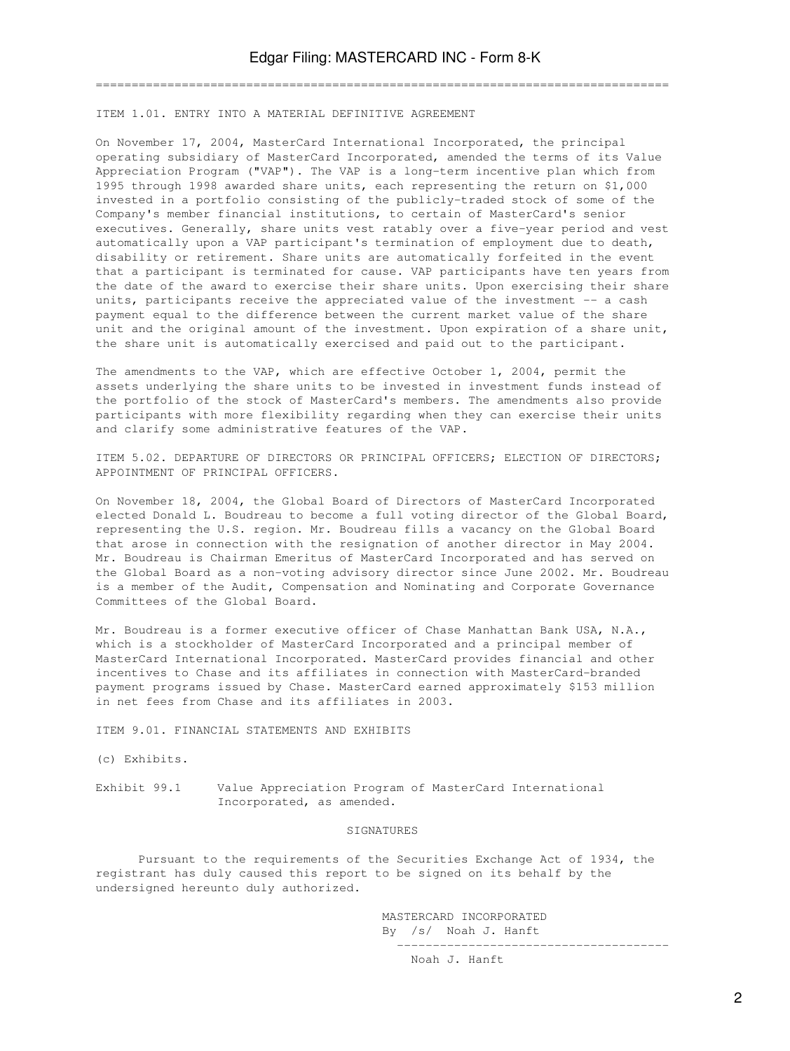### ITEM 1.01. ENTRY INTO A MATERIAL DEFINITIVE AGREEMENT

On November 17, 2004, MasterCard International Incorporated, the principal operating subsidiary of MasterCard Incorporated, amended the terms of its Value Appreciation Program ("VAP"). The VAP is a long-term incentive plan which from 1995 through 1998 awarded share units, each representing the return on $1,000 invested in a portfolio consisting of the publicly-traded stock of some of the Company's member financial institutions, to certain of MasterCard's senior executives. Generally, share units vest ratably over a five-year period and vest automatically upon a VAP participant's termination of employment due to death, disability or retirement. Share units are automatically forfeited in the event that a participant is terminated for cause. VAP participants have ten years from the date of the award to exercise their share units. Upon exercising their share units, participants receive the appreciated value of the investment -- a cash payment equal to the difference between the current market value of the share unit and the original amount of the investment. Upon expiration of a share unit, the share unit is automatically exercised and paid out to the participant.

The amendments to the VAP, which are effective October 1, 2004, permit the assets underlying the share units to be invested in investment funds instead of the portfolio of the stock of MasterCard's members. The amendments also provide participants with more flexibility regarding when they can exercise their units and clarify some administrative features of the VAP.

### ITEM 5.02. DEPARTURE OF DIRECTORS OR PRINCIPAL OFFICERS; ELECTION OF DIRECTORS; APPOINTMENT OF PRINCIPAL OFFICERS.

On November 18, 2004, the Global Board of Directors of MasterCard Incorporated elected Donald L. Boudreau to become a full voting director of the Global Board, representing the U.S. region. Mr. Boudreau fills a vacancy on the Global Board that arose in connection with the resignation of another director in May 2004. Mr. Boudreau is Chairman Emeritus of MasterCard Incorporated and has served on the Global Board as a non-voting advisory director since June 2002. Mr. Boudreau is a member of the Audit, Compensation and Nominating and Corporate Governance Committees of the Global Board.

Mr. Boudreau is a former executive officer of Chase Manhattan Bank USA, N.A., which is a stockholder of MasterCard Incorporated and a principal member of MasterCard International Incorporated. MasterCard provides financial and other incentives to Chase and its affiliates in connection with MasterCard-branded payment programs issued by Chase. MasterCard earned approximately $153 million in net fees from Chase and its affiliates in 2003.

### ITEM 9.01. FINANCIAL STATEMENTS AND EXHIBITS

(c) Exhibits.

Exhibit 99.1 Value Appreciation Program of MasterCard International Incorporated, as amended.

## SIGNATURES

Pursuant to the requirements of the Securities Exchange Act of 1934, the registrant has duly caused this report to be signed on its behalf by the undersigned hereunto duly authorized.

MASTERCARD INCORPORATED

By /s/ Noah J. Hanft

Noah J. Hanft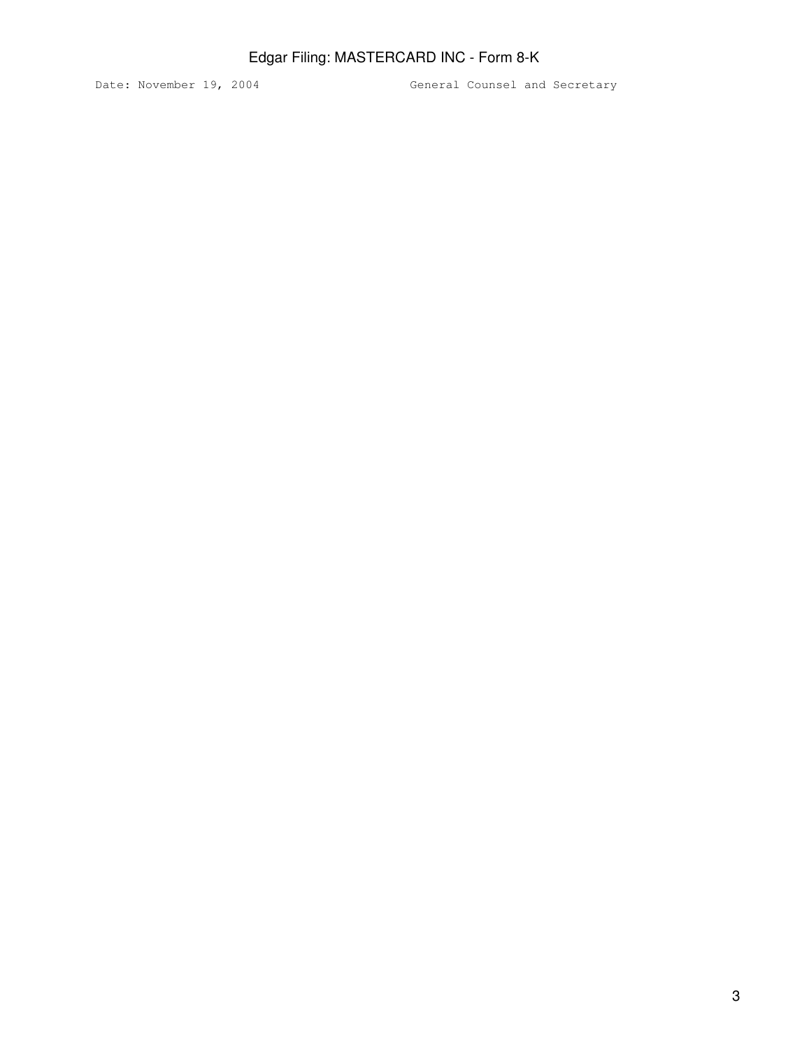Date: November 19, 2004 General Counsel and Secretary